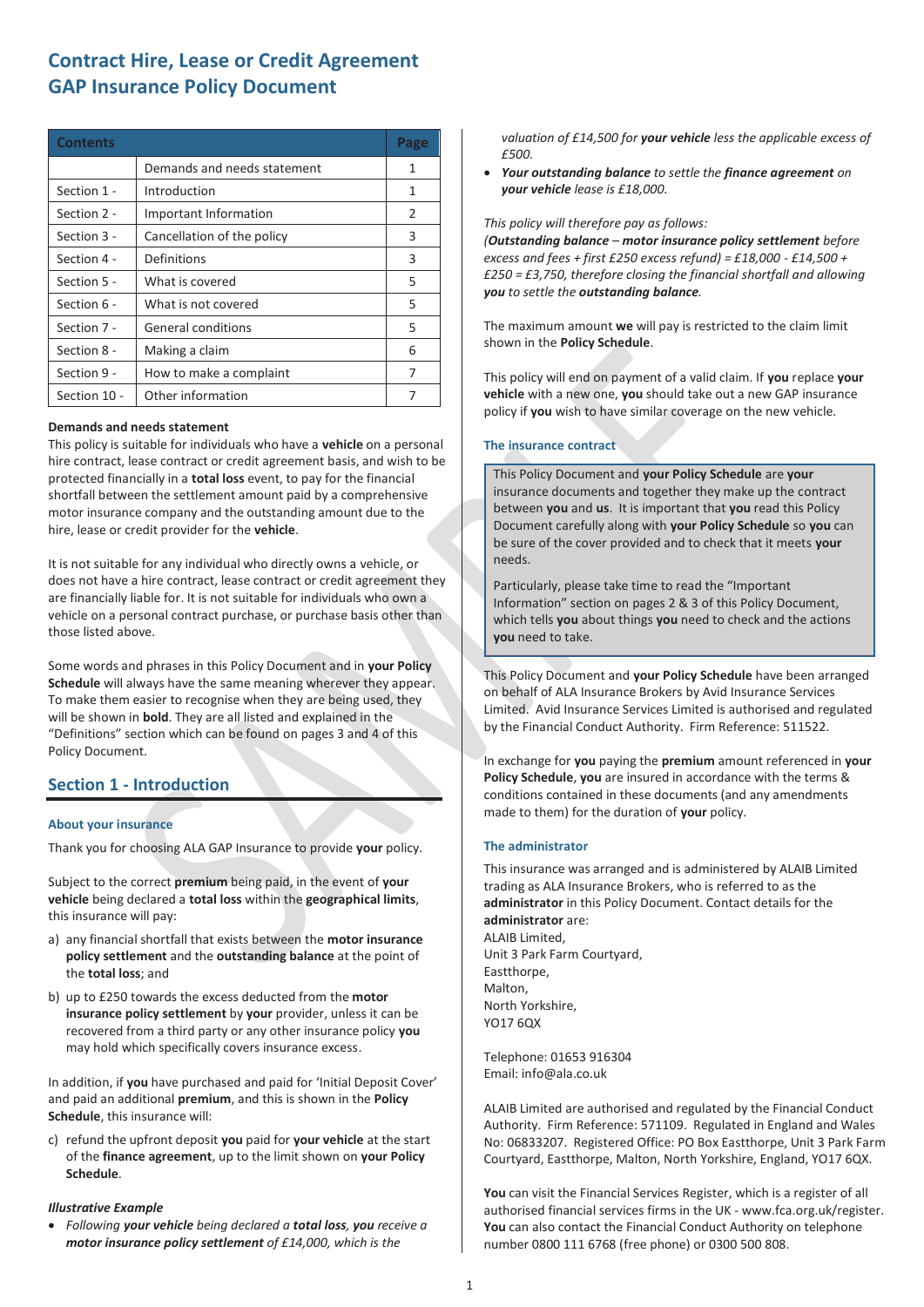# Contract Hire, Lease or Credit Agreement GAP Insurance Policy Document

| Contents | | Page |
|---|---|---|
| | Demands and needs statement | 1 |
| Section 1 - | Introduction | 1 |
| Section 2 - | Important Information | 2 |
| Section 3 - | Cancellation of the policy | 3 |
| Section 4 - | Definitions | 3 |
| Section 5 - | What is covered | 5 |
| Section 6 - | What is not covered | 5 |
| Section 7 - | General conditions | 5 |
| Section 8 - | Making a claim | 6 |
| Section 9 - | How to make a complaint | 7 |
| Section 10 - | Other information | 7 |

**Demands and needs statement**

This policy is suitable for individuals who have a **vehicle** on a personal hire contract, lease contract or credit agreement basis, and wish to be protected financially in a **total loss** event, to pay for the financial shortfall between the settlement amount paid by a comprehensive motor insurance company and the outstanding amount due to the hire, lease or credit provider for the **vehicle**.

It is not suitable for any individual who directly owns a vehicle, or does not have a hire contract, lease contract or credit agreement they are financially liable for. It is not suitable for individuals who own a vehicle on a personal contract purchase, or purchase basis other than those listed above.

Some words and phrases in this Policy Document and in **your Policy Schedule** will always have the same meaning wherever they appear. To make them easier to recognise when they are being used, they will be shown in **bold**. They are all listed and explained in the "Definitions" section which can be found on pages 3 and 4 of this Policy Document.

## Section 1 - Introduction

### About your insurance

Thank you for choosing ALA GAP Insurance to provide **your** policy.

Subject to the correct **premium** being paid, in the event of **your vehicle** being declared a **total loss** within the **geographical limits**, this insurance will pay:

a) any financial shortfall that exists between the **motor insurance policy settlement** and the **outstanding balance** at the point of the **total loss**; and

b) up to £250 towards the excess deducted from the **motor insurance policy settlement** by **your** provider, unless it can be recovered from a third party or any other insurance policy **you** may hold which specifically covers insurance excess.

In addition, if **you** have purchased and paid for 'Initial Deposit Cover' and paid an additional **premium**, and this is shown in the **Policy Schedule**, this insurance will:

c) refund the upfront deposit **you** paid for **your vehicle** at the start of the **finance agreement**, up to the limit shown on **your Policy Schedule**.

***Illustrative Example***

- *Following **your vehicle** being declared a **total loss**, **you** receive a **motor insurance policy settlement** of £14,000, which is the valuation of £14,500 for **your vehicle** less the applicable excess of £500.*
- ***Your outstanding balance** to settle the **finance agreement** on **your vehicle** lease is £18,000.*

*This policy will therefore pay as follows:*
*(**Outstanding balance** – **motor insurance policy settlement** before excess and fees + first £250 excess refund) = £18,000 - £14,500 + £250 = £3,750, therefore closing the financial shortfall and allowing **you** to settle the **outstanding balance**.*

The maximum amount **we** will pay is restricted to the claim limit shown in the **Policy Schedule**.

This policy will end on payment of a valid claim. If **you** replace **your vehicle** with a new one, **you** should take out a new GAP insurance policy if **you** wish to have similar coverage on the new vehicle.

### The insurance contract

This Policy Document and **your Policy Schedule** are **your** insurance documents and together they make up the contract between **you** and **us**. It is important that **you** read this Policy Document carefully along with **your Policy Schedule** so **you** can be sure of the cover provided and to check that it meets **your** needs.

Particularly, please take time to read the "Important Information" section on pages 2 & 3 of this Policy Document, which tells **you** about things **you** need to check and the actions **you** need to take.

This Policy Document and **your Policy Schedule** have been arranged on behalf of ALA Insurance Brokers by Avid Insurance Services Limited. Avid Insurance Services Limited is authorised and regulated by the Financial Conduct Authority. Firm Reference: 511522.

In exchange for **you** paying the **premium** amount referenced in **your Policy Schedule**, **you** are insured in accordance with the terms & conditions contained in these documents (and any amendments made to them) for the duration of **your** policy.

### The administrator

This insurance was arranged and is administered by ALAIB Limited trading as ALA Insurance Brokers, who is referred to as the **administrator** in this Policy Document. Contact details for the **administrator** are:
ALAIB Limited,
Unit 3 Park Farm Courtyard,
Easthorpe,
Malton,
North Yorkshire,
YO17 6QX

Telephone: 01653 916304
Email: info@ala.co.uk

ALAIB Limited are authorised and regulated by the Financial Conduct Authority. Firm Reference: 571109. Regulated in England and Wales No: 06833207. Registered Office: PO Box Easthorpe, Unit 3 Park Farm Courtyard, Easthorpe, Malton, North Yorkshire, England, YO17 6QX.

**You** can visit the Financial Services Register, which is a register of all authorised financial services firms in the UK - www.fca.org.uk/register. **You** can also contact the Financial Conduct Authority on telephone number 0800 111 6768 (free phone) or 0300 500 808.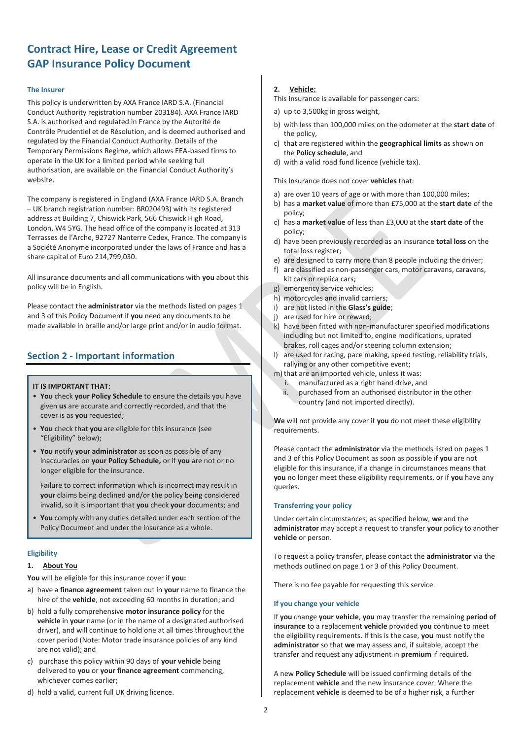## Contract Hire, Lease or Credit Agreement GAP Insurance Policy Document

### The Insurer

This policy is underwritten by AXA France IARD S.A. (Financial Conduct Authority registration number 203184). AXA France IARD S.A. is authorised and regulated in France by the Autorité de Contrôle Prudentiel et de Résolution, and is deemed authorised and regulated by the Financial Conduct Authority. Details of the Temporary Permissions Regime, which allows EEA-based firms to operate in the UK for a limited period while seeking full authorisation, are available on the Financial Conduct Authority's website.

The company is registered in England (AXA France IARD S.A. Branch – UK branch registration number: BR020493) with its registered address at Building 7, Chiswick Park, 566 Chiswick High Road, London, W4 5YG. The head office of the company is located at 313 Terrasses de l'Arche, 92727 Nanterre Cedex, France. The company is a Société Anonyme incorporated under the laws of France and has a share capital of Euro 214,799,030.

All insurance documents and all communications with **you** about this policy will be in English.

Please contact the **administrator** via the methods listed on pages 1 and 3 of this Policy Document if **you** need any documents to be made available in braille and/or large print and/or in audio format.

## Section 2 - Important information

**IT IS IMPORTANT THAT:**

- **You** check **your Policy Schedule** to ensure the details you have given **us** are accurate and correctly recorded, and that the cover is as **you** requested;
- **You** check that **you** are eligible for this insurance (see "Eligibility" below);
- **You** notify **your administrator** as soon as possible of any inaccuracies on **your Policy Schedule,** or if **you** are not or no longer eligible for the insurance.

  Failure to correct information which is incorrect may result in **your** claims being declined and/or the policy being considered invalid, so it is important that **you** check **your** documents; and
- **You** comply with any duties detailed under each section of the Policy Document and under the insurance as a whole.

### Eligibility

**1. About You**

**You** will be eligible for this insurance cover if **you:**

a) have a **finance agreement** taken out in **your** name to finance the hire of the **vehicle**, not exceeding 60 months in duration; and
b) hold a fully comprehensive **motor insurance policy** for the **vehicle** in **your** name (or in the name of a designated authorised driver), and will continue to hold one at all times throughout the cover period (Note: Motor trade insurance policies of any kind are not valid); and
c) purchase this policy within 90 days of **your vehicle** being delivered to **you** or **your finance agreement** commencing, whichever comes earlier;
d) hold a valid, current full UK driving licence.

**2. Vehicle:**

This Insurance is available for passenger cars:

a) up to 3,500kg in gross weight,
b) with less than 100,000 miles on the odometer at the **start date** of the policy,
c) that are registered within the **geographical limits** as shown on the **Policy schedule**, and
d) with a valid road fund licence (vehicle tax).

This Insurance does not cover **vehicles** that:

a) are over 10 years of age or with more than 100,000 miles;
b) has a **market value** of more than £75,000 at the **start date** of the policy;
c) has a **market value** of less than £3,000 at the **start date** of the policy;
d) have been previously recorded as an insurance **total loss** on the total loss register;
e) are designed to carry more than 8 people including the driver;
f) are classified as non-passenger cars, motor caravans, caravans, kit cars or replica cars;
g) emergency service vehicles;
h) motorcycles and invalid carriers;
i) are not listed in the **Glass's guide**;
j) are used for hire or reward;
k) have been fitted with non-manufacturer specified modifications including but not limited to, engine modifications, uprated brakes, roll cages and/or steering column extension;
l) are used for racing, pace making, speed testing, reliability trials, rallying or any other competitive event;
m) that are an imported vehicle, unless it was:
   i. manufactured as a right hand drive, and
   ii. purchased from an authorised distributor in the other country (and not imported directly).

**We** will not provide any cover if **you** do not meet these eligibility requirements.

Please contact the **administrator** via the methods listed on pages 1 and 3 of this Policy Document as soon as possible if **you** are not eligible for this insurance, if a change in circumstances means that **you** no longer meet these eligibility requirements, or if **you** have any queries.

### Transferring your policy

Under certain circumstances, as specified below, **we** and the **administrator** may accept a request to transfer **your** policy to another **vehicle** or person.

To request a policy transfer, please contact the **administrator** via the methods outlined on page 1 or 3 of this Policy Document.

There is no fee payable for requesting this service.

### If you change your vehicle

If **you** change **your vehicle**, **you** may transfer the remaining **period of insurance** to a replacement **vehicle** provided **you** continue to meet the eligibility requirements. If this is the case, **you** must notify the **administrator** so that **we** may assess and, if suitable, accept the transfer and request any adjustment in **premium** if required.

A new **Policy Schedule** will be issued confirming details of the replacement **vehicle** and the new insurance cover. Where the replacement **vehicle** is deemed to be of a higher risk, a further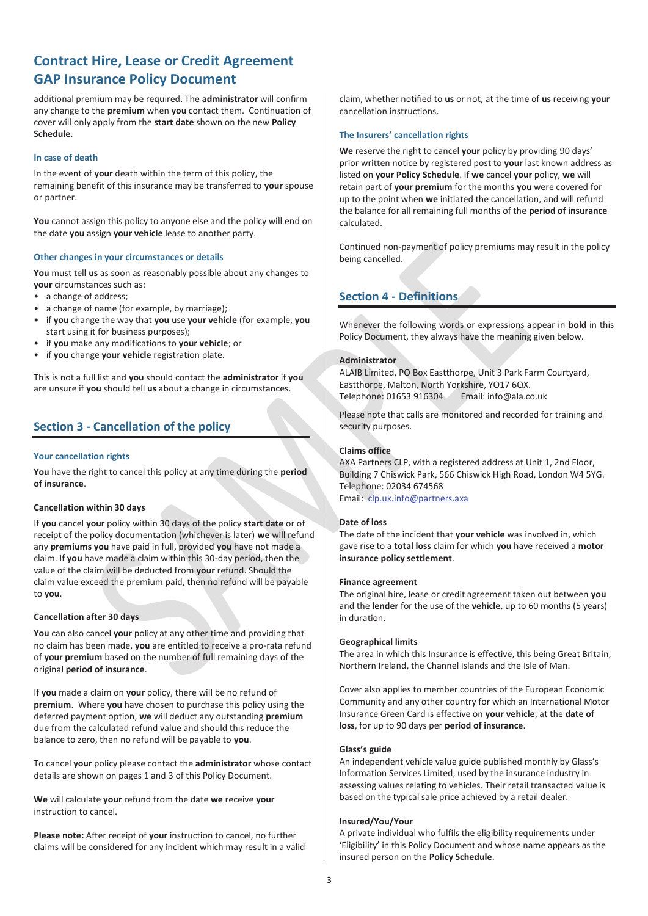# Contract Hire, Lease or Credit Agreement GAP Insurance Policy Document

additional premium may be required. The **administrator** will confirm any change to the **premium** when **you** contact them. Continuation of cover will only apply from the **start date** shown on the new **Policy Schedule**.

### In case of death

In the event of **your** death within the term of this policy, the remaining benefit of this insurance may be transferred to **your** spouse or partner.

**You** cannot assign this policy to anyone else and the policy will end on the date **you** assign **your vehicle** lease to another party.

### Other changes in your circumstances or details

**You** must tell **us** as soon as reasonably possible about any changes to **your** circumstances such as:

- a change of address;
- a change of name (for example, by marriage);
- if **you** change the way that **you** use **your vehicle** (for example, **you** start using it for business purposes);
- if **you** make any modifications to **your vehicle**; or
- if **you** change **your vehicle** registration plate.

This is not a full list and **you** should contact the **administrator** if **you** are unsure if **you** should tell **us** about a change in circumstances.

## Section 3 - Cancellation of the policy

### Your cancellation rights

**You** have the right to cancel this policy at any time during the **period of insurance**.

**Cancellation within 30 days**

If **you** cancel **your** policy within 30 days of the policy **start date** or of receipt of the policy documentation (whichever is later) **we** will refund any **premiums you** have paid in full, provided **you** have not made a claim. If **you** have made a claim within this 30-day period, then the value of the claim will be deducted from **your** refund. Should the claim value exceed the premium paid, then no refund will be payable to **you**.

**Cancellation after 30 days**

**You** can also cancel **your** policy at any other time and providing that no claim has been made, **you** are entitled to receive a pro-rata refund of **your premium** based on the number of full remaining days of the original **period of insurance**.

If **you** made a claim on **your** policy, there will be no refund of **premium**. Where **you** have chosen to purchase this policy using the deferred payment option, **we** will deduct any outstanding **premium** due from the calculated refund value and should this reduce the balance to zero, then no refund will be payable to **you**.

To cancel **your** policy please contact the **administrator** whose contact details are shown on pages 1 and 3 of this Policy Document.

**We** will calculate **your** refund from the date **we** receive **your** instruction to cancel.

**Please note:** After receipt of **your** instruction to cancel, no further claims will be considered for any incident which may result in a valid claim, whether notified to **us** or not, at the time of **us** receiving **your** cancellation instructions.

### The Insurers' cancellation rights

**We** reserve the right to cancel **your** policy by providing 90 days' prior written notice by registered post to **your** last known address as listed on **your Policy Schedule**. If **we** cancel **your** policy, **we** will retain part of **your premium** for the months **you** were covered for up to the point when **we** initiated the cancellation, and will refund the balance for all remaining full months of the **period of insurance** calculated.

Continued non-payment of policy premiums may result in the policy being cancelled.

## Section 4 - Definitions

Whenever the following words or expressions appear in **bold** in this Policy Document, they always have the meaning given below.

**Administrator**
ALAIB Limited, PO Box Eastthorpe, Unit 3 Park Farm Courtyard, Eastthorpe, Malton, North Yorkshire, YO17 6QX.
Telephone: 01653 916304 Email: info@ala.co.uk

Please note that calls are monitored and recorded for training and security purposes.

**Claims office**
AXA Partners CLP, with a registered address at Unit 1, 2nd Floor, Building 7 Chiswick Park, 566 Chiswick High Road, London W4 5YG.
Telephone: 02034 674568
Email: clp.uk.info@partners.axa

**Date of loss**
The date of the incident that **your vehicle** was involved in, which gave rise to a **total loss** claim for which **you** have received a **motor insurance policy settlement**.

**Finance agreement**
The original hire, lease or credit agreement taken out between **you** and the **lender** for the use of the **vehicle**, up to 60 months (5 years) in duration.

**Geographical limits**
The area in which this Insurance is effective, this being Great Britain, Northern Ireland, the Channel Islands and the Isle of Man.

Cover also applies to member countries of the European Economic Community and any other country for which an International Motor Insurance Green Card is effective on **your vehicle**, at the **date of loss**, for up to 90 days per **period of insurance**.

**Glass's guide**
An independent vehicle value guide published monthly by Glass's Information Services Limited, used by the insurance industry in assessing values relating to vehicles. Their retail transacted value is based on the typical sale price achieved by a retail dealer.

**Insured/You/Your**
A private individual who fulfils the eligibility requirements under 'Eligibility' in this Policy Document and whose name appears as the insured person on the **Policy Schedule**.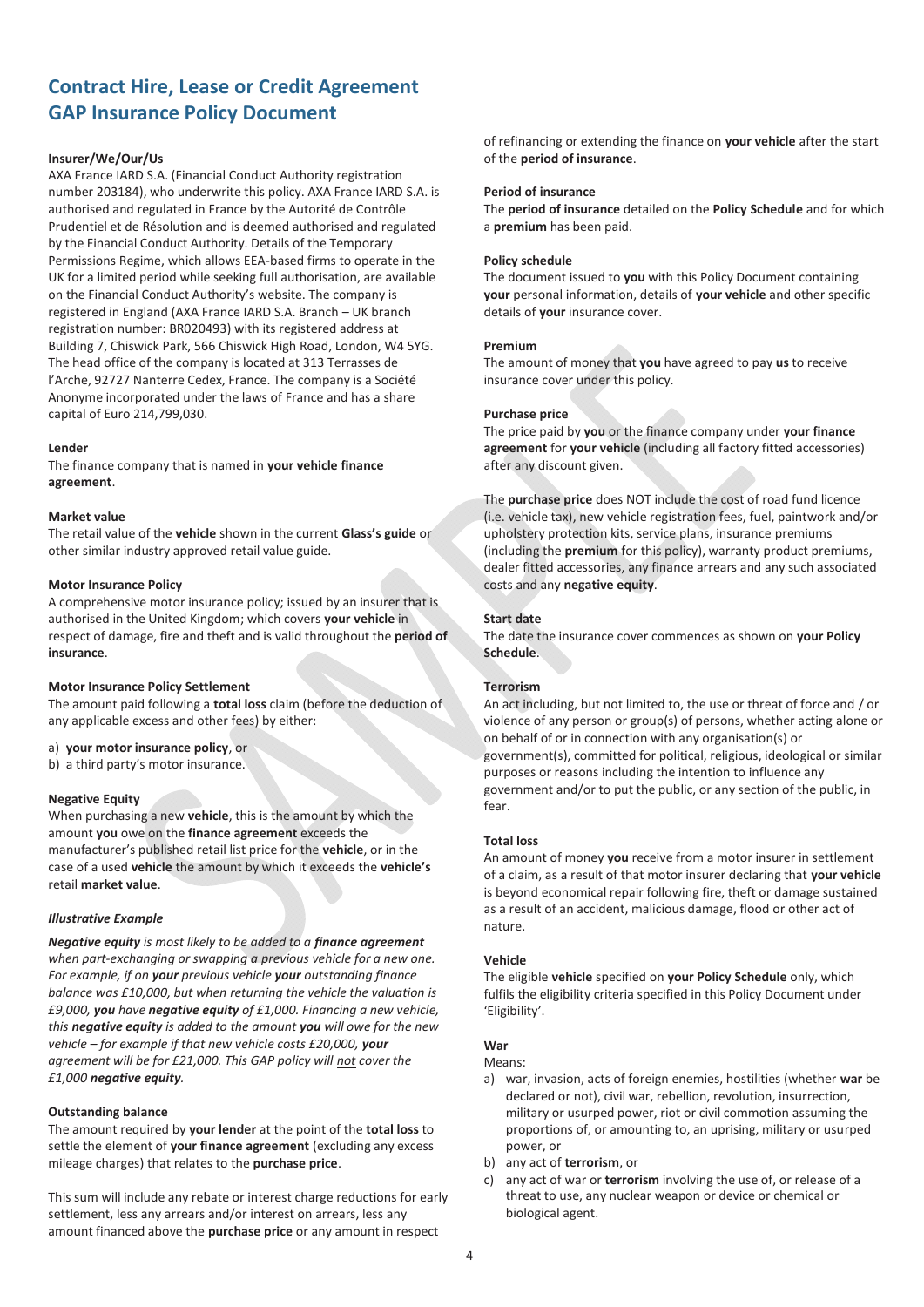# Contract Hire, Lease or Credit Agreement GAP Insurance Policy Document

**Insurer/We/Our/Us**

AXA France IARD S.A. (Financial Conduct Authority registration number 203184), who underwrite this policy. AXA France IARD S.A. is authorised and regulated in France by the Autorité de Contrôle Prudentiel et de Résolution and is deemed authorised and regulated by the Financial Conduct Authority. Details of the Temporary Permissions Regime, which allows EEA-based firms to operate in the UK for a limited period while seeking full authorisation, are available on the Financial Conduct Authority's website. The company is registered in England (AXA France IARD S.A. Branch – UK branch registration number: BR020493) with its registered address at Building 7, Chiswick Park, 566 Chiswick High Road, London, W4 5YG. The head office of the company is located at 313 Terrasses de l'Arche, 92727 Nanterre Cedex, France. The company is a Société Anonyme incorporated under the laws of France and has a share capital of Euro 214,799,030.

**Lender**

The finance company that is named in **your vehicle finance agreement**.

**Market value**

The retail value of the **vehicle** shown in the current **Glass's guide** or other similar industry approved retail value guide.

**Motor Insurance Policy**

A comprehensive motor insurance policy; issued by an insurer that is authorised in the United Kingdom; which covers **your vehicle** in respect of damage, fire and theft and is valid throughout the **period of insurance**.

**Motor Insurance Policy Settlement**

The amount paid following a **total loss** claim (before the deduction of any applicable excess and other fees) by either:

a) **your motor insurance policy**, or
b) a third party's motor insurance.

**Negative Equity**

When purchasing a new **vehicle**, this is the amount by which the amount **you** owe on the **finance agreement** exceeds the manufacturer's published retail list price for the **vehicle**, or in the case of a used **vehicle** the amount by which it exceeds the **vehicle's** retail **market value**.

***Illustrative Example***

***Negative equity** is most likely to be added to a **finance agreement** when part-exchanging or swapping a previous vehicle for a new one. For example, if on **your** previous vehicle **your** outstanding finance balance was £10,000, but when returning the vehicle the valuation is £9,000, **you** have **negative equity** of £1,000. Financing a new vehicle, this **negative equity** is added to the amount **you** will owe for the new vehicle – for example if that new vehicle costs £20,000, **your** agreement will be for £21,000. This GAP policy will not cover the £1,000 **negative equity**.*

**Outstanding balance**

The amount required by **your lender** at the point of the **total loss** to settle the element of **your finance agreement** (excluding any excess mileage charges) that relates to the **purchase price**.

This sum will include any rebate or interest charge reductions for early settlement, less any arrears and/or interest on arrears, less any amount financed above the **purchase price** or any amount in respect of refinancing or extending the finance on **your vehicle** after the start of the **period of insurance**.

**Period of insurance**

The **period of insurance** detailed on the **Policy Schedule** and for which a **premium** has been paid.

**Policy schedule**

The document issued to **you** with this Policy Document containing **your** personal information, details of **your vehicle** and other specific details of **your** insurance cover.

**Premium**

The amount of money that **you** have agreed to pay **us** to receive insurance cover under this policy.

**Purchase price**

The price paid by **you** or the finance company under **your finance agreement** for **your vehicle** (including all factory fitted accessories) after any discount given.

The **purchase price** does NOT include the cost of road fund licence (i.e. vehicle tax), new vehicle registration fees, fuel, paintwork and/or upholstery protection kits, service plans, insurance premiums (including the **premium** for this policy), warranty product premiums, dealer fitted accessories, any finance arrears and any such associated costs and any **negative equity**.

**Start date**

The date the insurance cover commences as shown on **your Policy Schedule**.

**Terrorism**

An act including, but not limited to, the use or threat of force and / or violence of any person or group(s) of persons, whether acting alone or on behalf of or in connection with any organisation(s) or government(s), committed for political, religious, ideological or similar purposes or reasons including the intention to influence any government and/or to put the public, or any section of the public, in fear.

**Total loss**

An amount of money **you** receive from a motor insurer in settlement of a claim, as a result of that motor insurer declaring that **your vehicle** is beyond economical repair following fire, theft or damage sustained as a result of an accident, malicious damage, flood or other act of nature.

**Vehicle**

The eligible **vehicle** specified on **your Policy Schedule** only, which fulfils the eligibility criteria specified in this Policy Document under 'Eligibility'.

**War**

Means:

a) war, invasion, acts of foreign enemies, hostilities (whether **war** be declared or not), civil war, rebellion, revolution, insurrection, military or usurped power, riot or civil commotion assuming the proportions of, or amounting to, an uprising, military or usurped power, or
b) any act of **terrorism**, or
c) any act of war or **terrorism** involving the use of, or release of a threat to use, any nuclear weapon or device or chemical or biological agent.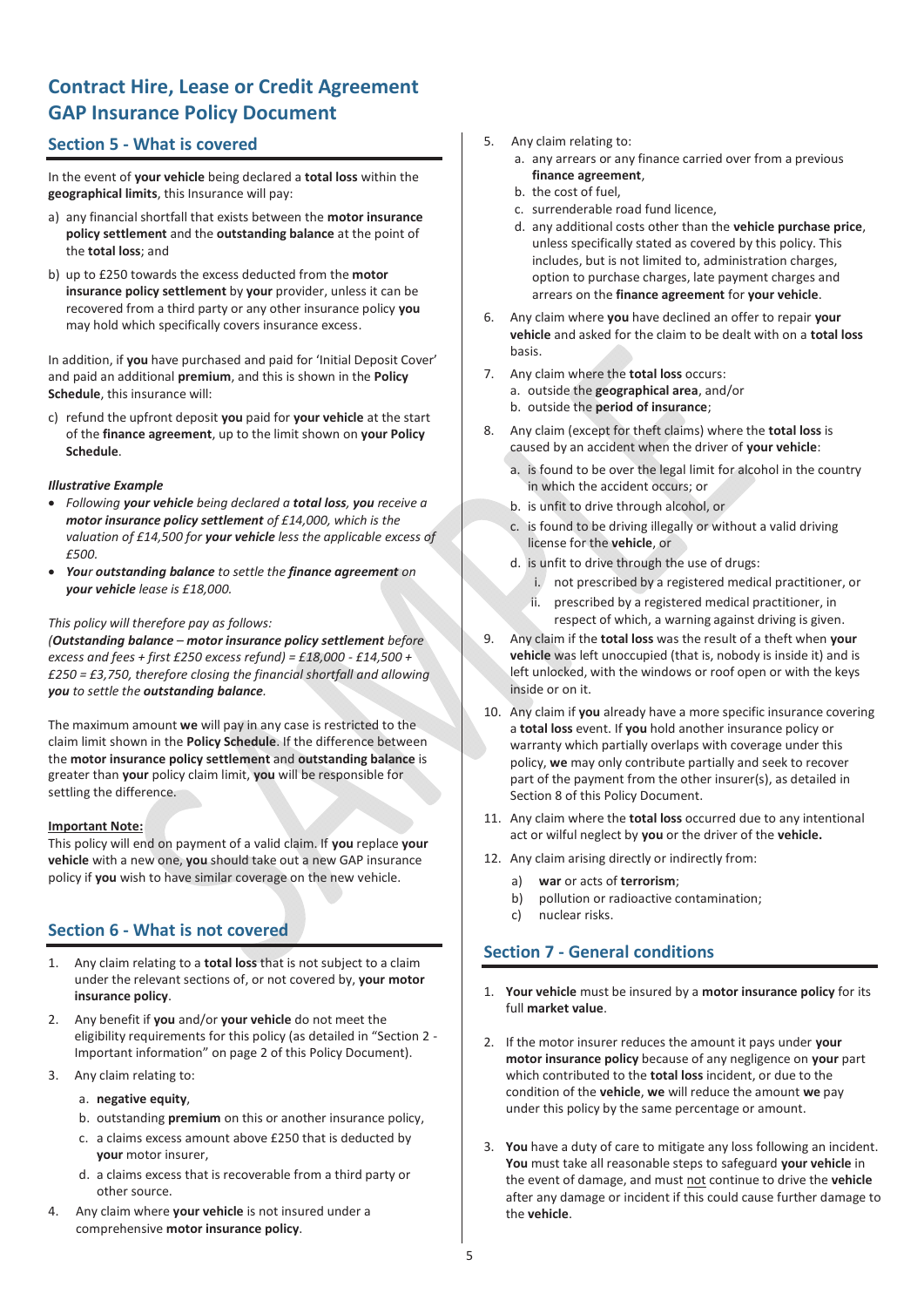# Contract Hire, Lease or Credit Agreement GAP Insurance Policy Document

## Section 5 - What is covered

In the event of **your vehicle** being declared a **total loss** within the **geographical limits**, this Insurance will pay:

a) any financial shortfall that exists between the **motor insurance policy settlement** and the **outstanding balance** at the point of the **total loss**; and

b) up to £250 towards the excess deducted from the **motor insurance policy settlement** by **your** provider, unless it can be recovered from a third party or any other insurance policy **you** may hold which specifically covers insurance excess.

In addition, if **you** have purchased and paid for 'Initial Deposit Cover' and paid an additional **premium**, and this is shown in the **Policy Schedule**, this insurance will:

c) refund the upfront deposit **you** paid for **your vehicle** at the start of the **finance agreement**, up to the limit shown on **your Policy Schedule**.

***Illustrative Example***

- *Following **your vehicle** being declared a **total loss**, **you** receive a **motor insurance policy settlement** of £14,000, which is the valuation of £14,500 for **your vehicle** less the applicable excess of £500.*
- ***Your outstanding balance** to settle the **finance agreement** on **your vehicle** lease is £18,000.*

*This policy will therefore pay as follows:*
*(**Outstanding balance** – **motor insurance policy settlement** before excess and fees + first £250 excess refund) = £18,000 - £14,500 + £250 = £3,750, therefore closing the financial shortfall and allowing **you** to settle the **outstanding balance**.*

The maximum amount **we** will pay in any case is restricted to the claim limit shown in the **Policy Schedule**. If the difference between the **motor insurance policy settlement** and **outstanding balance** is greater than **your** policy claim limit, **you** will be responsible for settling the difference.

**Important Note:**
This policy will end on payment of a valid claim. If **you** replace **your vehicle** with a new one, **you** should take out a new GAP insurance policy if **you** wish to have similar coverage on the new vehicle.

## Section 6 - What is not covered

1. Any claim relating to a **total loss** that is not subject to a claim under the relevant sections of, or not covered by, **your motor insurance policy**.
2. Any benefit if **you** and/or **your vehicle** do not meet the eligibility requirements for this policy (as detailed in "Section 2 - Important information" on page 2 of this Policy Document).
3. Any claim relating to:
   a. **negative equity**,
   b. outstanding **premium** on this or another insurance policy,
   c. a claims excess amount above £250 that is deducted by **your** motor insurer,
   d. a claims excess that is recoverable from a third party or other source.
4. Any claim where **your vehicle** is not insured under a comprehensive **motor insurance policy**.
5. Any claim relating to:
   a. any arrears or any finance carried over from a previous **finance agreement**,
   b. the cost of fuel,
   c. surrenderable road fund licence,
   d. any additional costs other than the **vehicle purchase price**, unless specifically stated as covered by this policy. This includes, but is not limited to, administration charges, option to purchase charges, late payment charges and arrears on the **finance agreement** for **your vehicle**.
6. Any claim where **you** have declined an offer to repair **your vehicle** and asked for the claim to be dealt with on a **total loss** basis.
7. Any claim where the **total loss** occurs:
   a. outside the **geographical area**, and/or
   b. outside the **period of insurance**;
8. Any claim (except for theft claims) where the **total loss** is caused by an accident when the driver of **your vehicle**:
   a. is found to be over the legal limit for alcohol in the country in which the accident occurs; or
   b. is unfit to drive through alcohol, or
   c. is found to be driving illegally or without a valid driving license for the **vehicle**, or
   d. is unfit to drive through the use of drugs:
      i. not prescribed by a registered medical practitioner, or
      ii. prescribed by a registered medical practitioner, in respect of which, a warning against driving is given.
9. Any claim if the **total loss** was the result of a theft when **your vehicle** was left unoccupied (that is, nobody is inside it) and is left unlocked, with the windows or roof open or with the keys inside or on it.
10. Any claim if **you** already have a more specific insurance covering a **total loss** event. If **you** hold another insurance policy or warranty which partially overlaps with coverage under this policy, **we** may only contribute partially and seek to recover part of the payment from the other insurer(s), as detailed in Section 8 of this Policy Document.
11. Any claim where the **total loss** occurred due to any intentional act or wilful neglect by **you** or the driver of the **vehicle.**
12. Any claim arising directly or indirectly from:
    a) **war** or acts of **terrorism**;
    b) pollution or radioactive contamination;
    c) nuclear risks.

## Section 7 - General conditions

1. **Your vehicle** must be insured by a **motor insurance policy** for its full **market value**.
2. If the motor insurer reduces the amount it pays under **your motor insurance policy** because of any negligence on **your** part which contributed to the **total loss** incident, or due to the condition of the **vehicle**, **we** will reduce the amount **we** pay under this policy by the same percentage or amount.
3. **You** have a duty of care to mitigate any loss following an incident. **You** must take all reasonable steps to safeguard **your vehicle** in the event of damage, and must not continue to drive the **vehicle** after any damage or incident if this could cause further damage to the **vehicle**.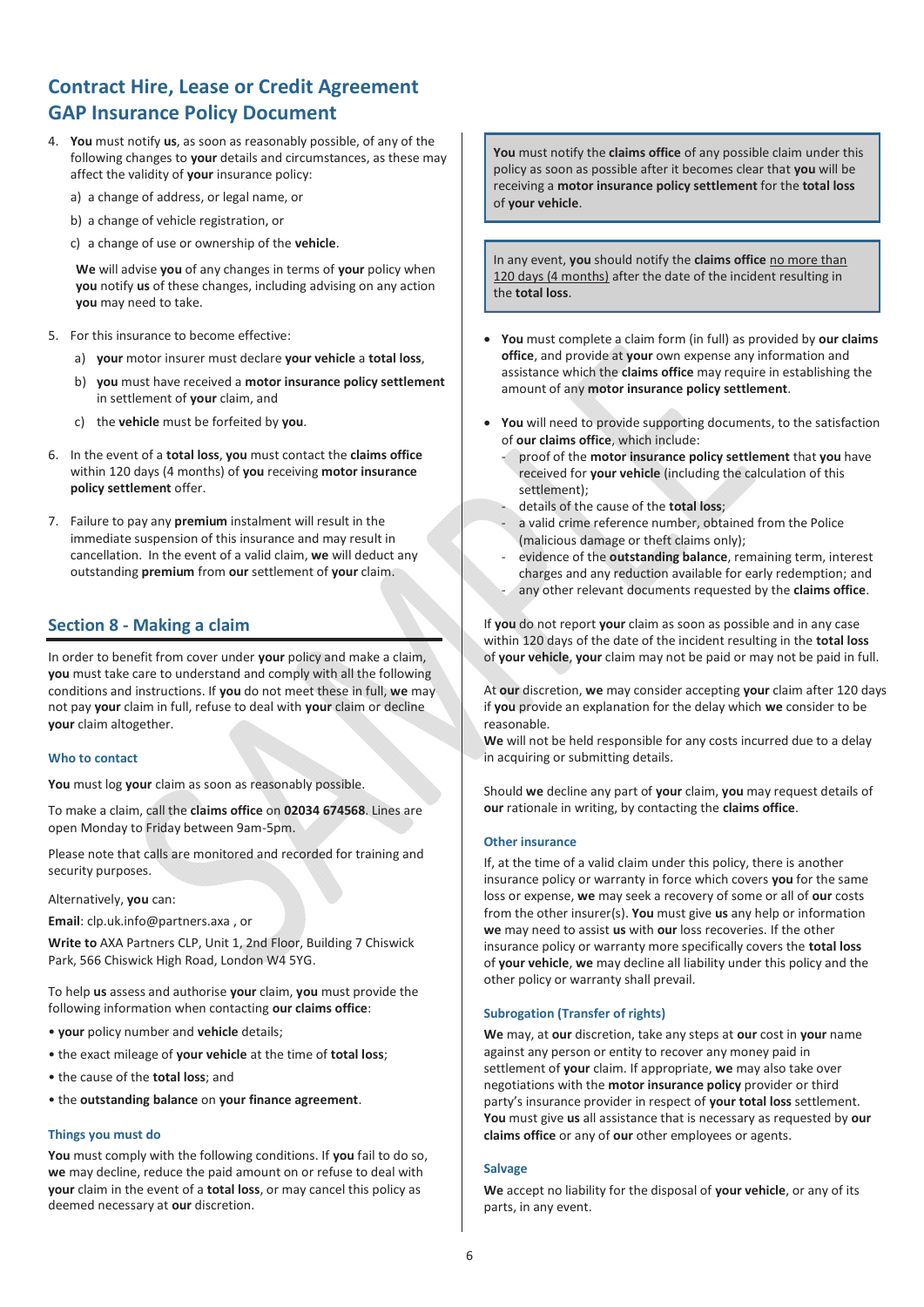# Contract Hire, Lease or Credit Agreement GAP Insurance Policy Document

4. **You** must notify **us**, as soon as reasonably possible, of any of the following changes to **your** details and circumstances, as these may affect the validity of **your** insurance policy:
   a) a change of address, or legal name, or
   b) a change of vehicle registration, or
   c) a change of use or ownership of the **vehicle**.

   **We** will advise **you** of any changes in terms of **your** policy when **you** notify **us** of these changes, including advising on any action **you** may need to take.

5. For this insurance to become effective:
   a) **your** motor insurer must declare **your vehicle** a **total loss**,
   b) **you** must have received a **motor insurance policy settlement** in settlement of **your** claim, and
   c) the **vehicle** must be forfeited by **you**.

6. In the event of a **total loss**, **you** must contact the **claims office** within 120 days (4 months) of **you** receiving **motor insurance policy settlement** offer.

7. Failure to pay any **premium** instalment will result in the immediate suspension of this insurance and may result in cancellation. In the event of a valid claim, **we** will deduct any outstanding **premium** from **our** settlement of **your** claim.

## Section 8 - Making a claim

In order to benefit from cover under **your** policy and make a claim, **you** must take care to understand and comply with all the following conditions and instructions. If **you** do not meet these in full, **we** may not pay **your** claim in full, refuse to deal with **your** claim or decline **your** claim altogether.

### Who to contact

**You** must log **your** claim as soon as reasonably possible.

To make a claim, call the **claims office** on **02034 674568**. Lines are open Monday to Friday between 9am-5pm.

Please note that calls are monitored and recorded for training and security purposes.

Alternatively, **you** can:

**Email**: clp.uk.info@partners.axa , or

**Write to** AXA Partners CLP, Unit 1, 2nd Floor, Building 7 Chiswick Park, 566 Chiswick High Road, London W4 5YG.

To help **us** assess and authorise **your** claim, **you** must provide the following information when contacting **our claims office**:

- **your** policy number and **vehicle** details;
- the exact mileage of **your vehicle** at the time of **total loss**;
- the cause of the **total loss**; and
- the **outstanding balance** on **your finance agreement**.

### Things you must do

**You** must comply with the following conditions. If **you** fail to do so, **we** may decline, reduce the paid amount on or refuse to deal with **your** claim in the event of a **total loss**, or may cancel this policy as deemed necessary at **our** discretion.

> **You** must notify the **claims office** of any possible claim under this policy as soon as possible after it becomes clear that **you** will be receiving a **motor insurance policy settlement** for the **total loss** of **your vehicle**.

> In any event, **you** should notify the **claims office** no more than 120 days (4 months) after the date of the incident resulting in the **total loss**.

- **You** must complete a claim form (in full) as provided by **our claims office**, and provide at **your** own expense any information and assistance which the **claims office** may require in establishing the amount of any **motor insurance policy settlement**.
- **You** will need to provide supporting documents, to the satisfaction of **our claims office**, which include:
  - proof of the **motor insurance policy settlement** that **you** have received for **your vehicle** (including the calculation of this settlement);
  - details of the cause of the **total loss**;
  - a valid crime reference number, obtained from the Police (malicious damage or theft claims only);
  - evidence of the **outstanding balance**, remaining term, interest charges and any reduction available for early redemption; and
  - any other relevant documents requested by the **claims office**.

If **you** do not report **your** claim as soon as possible and in any case within 120 days of the date of the incident resulting in the **total loss** of **your vehicle**, **your** claim may not be paid or may not be paid in full.

At **our** discretion, **we** may consider accepting **your** claim after 120 days if **you** provide an explanation for the delay which **we** consider to be reasonable.
**We** will not be held responsible for any costs incurred due to a delay in acquiring or submitting details.

Should **we** decline any part of **your** claim, **you** may request details of **our** rationale in writing, by contacting the **claims office**.

### Other insurance

If, at the time of a valid claim under this policy, there is another insurance policy or warranty in force which covers **you** for the same loss or expense, **we** may seek a recovery of some or all of **our** costs from the other insurer(s). **You** must give **us** any help or information **we** may need to assist **us** with **our** loss recoveries. If the other insurance policy or warranty more specifically covers the **total loss** of **your vehicle**, **we** may decline all liability under this policy and the other policy or warranty shall prevail.

### Subrogation (Transfer of rights)

**We** may, at **our** discretion, take any steps at **our** cost in **your** name against any person or entity to recover any money paid in settlement of **your** claim. If appropriate, **we** may also take over negotiations with the **motor insurance policy** provider or third party's insurance provider in respect of **your total loss** settlement. **You** must give **us** all assistance that is necessary as requested by **our claims office** or any of **our** other employees or agents.

### Salvage

**We** accept no liability for the disposal of **your vehicle**, or any of its parts, in any event.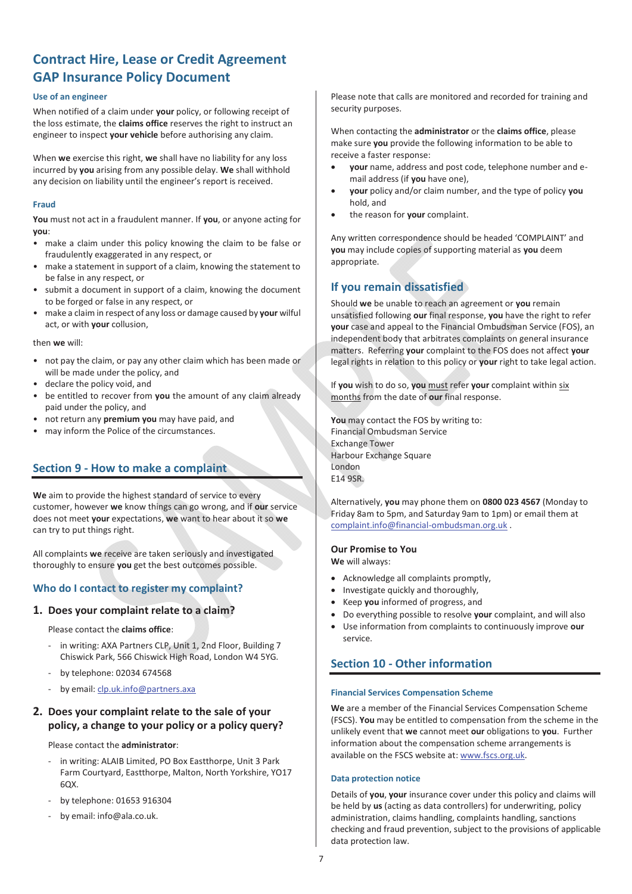# Contract Hire, Lease or Credit Agreement GAP Insurance Policy Document

### Use of an engineer

When notified of a claim under **your** policy, or following receipt of the loss estimate, the **claims office** reserves the right to instruct an engineer to inspect **your vehicle** before authorising any claim.

When **we** exercise this right, **we** shall have no liability for any loss incurred by **you** arising from any possible delay. **We** shall withhold any decision on liability until the engineer's report is received.

### Fraud

**You** must not act in a fraudulent manner. If **you**, or anyone acting for **you**:

- make a claim under this policy knowing the claim to be false or fraudulently exaggerated in any respect, or
- make a statement in support of a claim, knowing the statement to be false in any respect, or
- submit a document in support of a claim, knowing the document to be forged or false in any respect, or
- make a claim in respect of any loss or damage caused by **your** wilful act, or with **your** collusion,

then **we** will:

- not pay the claim, or pay any other claim which has been made or will be made under the policy, and
- declare the policy void, and
- be entitled to recover from **you** the amount of any claim already paid under the policy, and
- not return any **premium you** may have paid, and
- may inform the Police of the circumstances.

## Section 9 - How to make a complaint

**We** aim to provide the highest standard of service to every customer, however **we** know things can go wrong, and if **our** service does not meet **your** expectations, **we** want to hear about it so **we** can try to put things right.

All complaints **we** receive are taken seriously and investigated thoroughly to ensure **you** get the best outcomes possible.

### Who do I contact to register my complaint?

**1. Does your complaint relate to a claim?**

Please contact the **claims office**:

- in writing: AXA Partners CLP, Unit 1, 2nd Floor, Building 7 Chiswick Park, 566 Chiswick High Road, London W4 5YG.
- by telephone: 02034 674568
- by email: clp.uk.info@partners.axa

**2. Does your complaint relate to the sale of your policy, a change to your policy or a policy query?**

Please contact the **administrator**:

- in writing: ALAIB Limited, PO Box Eastthorpe, Unit 3 Park Farm Courtyard, Eastthorpe, Malton, North Yorkshire, YO17 6QX.
- by telephone: 01653 916304
- by email: info@ala.co.uk.

Please note that calls are monitored and recorded for training and security purposes.

When contacting the **administrator** or the **claims office**, please make sure **you** provide the following information to be able to receive a faster response:

- **your** name, address and post code, telephone number and e-mail address (if **you** have one),
- **your** policy and/or claim number, and the type of policy **you** hold, and
- the reason for **your** complaint.

Any written correspondence should be headed 'COMPLAINT' and **you** may include copies of supporting material as **you** deem appropriate.

### If you remain dissatisfied

Should **we** be unable to reach an agreement or **you** remain unsatisfied following **our** final response, **you** have the right to refer **your** case and appeal to the Financial Ombudsman Service (FOS), an independent body that arbitrates complaints on general insurance matters. Referring **your** complaint to the FOS does not affect **your** legal rights in relation to this policy or **your** right to take legal action.

If **you** wish to do so, **you** must refer **your** complaint within six months from the date of **our** final response.

**You** may contact the FOS by writing to:
Financial Ombudsman Service
Exchange Tower
Harbour Exchange Square
London
E14 9SR.

Alternatively, **you** may phone them on **0800 023 4567** (Monday to Friday 8am to 5pm, and Saturday 9am to 1pm) or email them at complaint.info@financial-ombudsman.org.uk .

**Our Promise to You**

**We** will always:

- Acknowledge all complaints promptly,
- Investigate quickly and thoroughly,
- Keep **you** informed of progress, and
- Do everything possible to resolve **your** complaint, and will also
- Use information from complaints to continuously improve **our** service.

## Section 10 - Other information

### Financial Services Compensation Scheme

**We** are a member of the Financial Services Compensation Scheme (FSCS). **You** may be entitled to compensation from the scheme in the unlikely event that **we** cannot meet **our** obligations to **you**. Further information about the compensation scheme arrangements is available on the FSCS website at: www.fscs.org.uk.

### Data protection notice

Details of **you**, **your** insurance cover under this policy and claims will be held by **us** (acting as data controllers) for underwriting, policy administration, claims handling, complaints handling, sanctions checking and fraud prevention, subject to the provisions of applicable data protection law.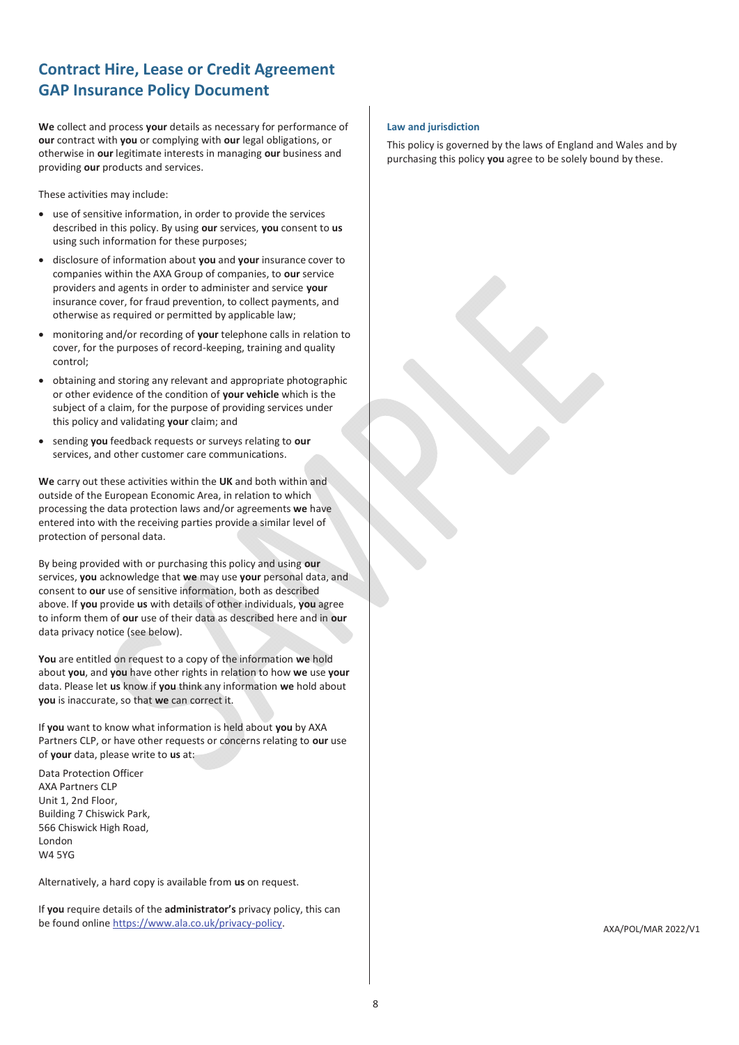# Contract Hire, Lease or Credit Agreement GAP Insurance Policy Document

**We** collect and process **your** details as necessary for performance of **our** contract with **you** or complying with **our** legal obligations, or otherwise in **our** legitimate interests in managing **our** business and providing **our** products and services.

These activities may include:

- use of sensitive information, in order to provide the services described in this policy. By using **our** services, **you** consent to **us** using such information for these purposes;
- disclosure of information about **you** and **your** insurance cover to companies within the AXA Group of companies, to **our** service providers and agents in order to administer and service **your** insurance cover, for fraud prevention, to collect payments, and otherwise as required or permitted by applicable law;
- monitoring and/or recording of **your** telephone calls in relation to cover, for the purposes of record-keeping, training and quality control;
- obtaining and storing any relevant and appropriate photographic or other evidence of the condition of **your vehicle** which is the subject of a claim, for the purpose of providing services under this policy and validating **your** claim; and
- sending **you** feedback requests or surveys relating to **our** services, and other customer care communications.

**We** carry out these activities within the **UK** and both within and outside of the European Economic Area, in relation to which processing the data protection laws and/or agreements **we** have entered into with the receiving parties provide a similar level of protection of personal data.

By being provided with or purchasing this policy and using **our** services, **you** acknowledge that **we** may use **your** personal data, and consent to **our** use of sensitive information, both as described above. If **you** provide **us** with details of other individuals, **you** agree to inform them of **our** use of their data as described here and in **our** data privacy notice (see below).

**You** are entitled on request to a copy of the information **we** hold about **you**, and **you** have other rights in relation to how **we** use **your** data. Please let **us** know if **you** think any information **we** hold about **you** is inaccurate, so that **we** can correct it.

If **you** want to know what information is held about **you** by AXA Partners CLP, or have other requests or concerns relating to **our** use of **your** data, please write to **us** at:

Data Protection Officer
AXA Partners CLP
Unit 1, 2nd Floor,
Building 7 Chiswick Park,
566 Chiswick High Road,
London
W4 5YG

Alternatively, a hard copy is available from **us** on request.

If **you** require details of the **administrator's** privacy policy, this can be found online https://www.ala.co.uk/privacy-policy.

### Law and jurisdiction

This policy is governed by the laws of England and Wales and by purchasing this policy **you** agree to be solely bound by these.

AXA/POL/MAR 2022/V1